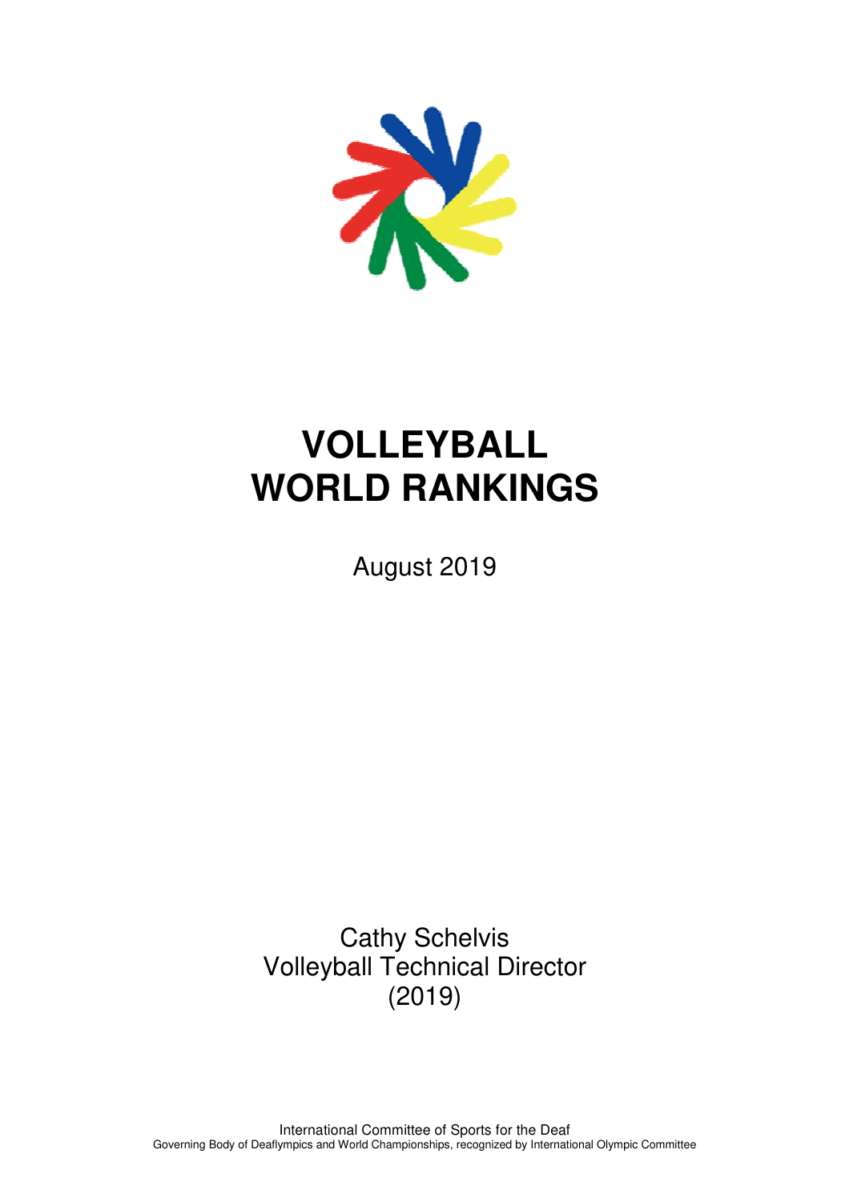# VOLLEYBALL WORLD RANKINGS

August 2019

Cathy Schelvis
Volleyball Technical Director
(2019)

International Committee of Sports for the Deaf
Governing Body of Deaflympics and World Championships, recognized by International Olympic Committee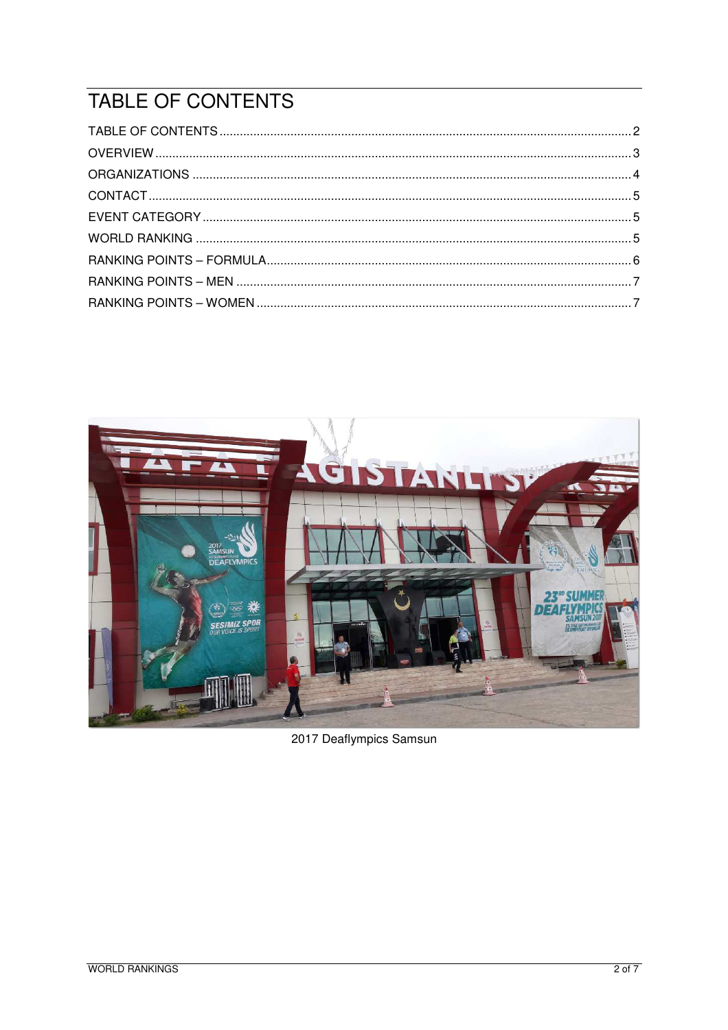# TABLE OF CONTENTS

TABLE OF CONTENTS .......... 2
OVERVIEW .......... 3
ORGANIZATIONS .......... 4
CONTACT .......... 5
EVENT CATEGORY .......... 5
WORLD RANKING .......... 5
RANKING POINTS – FORMULA .......... 6
RANKING POINTS – MEN .......... 7
RANKING POINTS – WOMEN .......... 7

2017 Deaflympics Samsun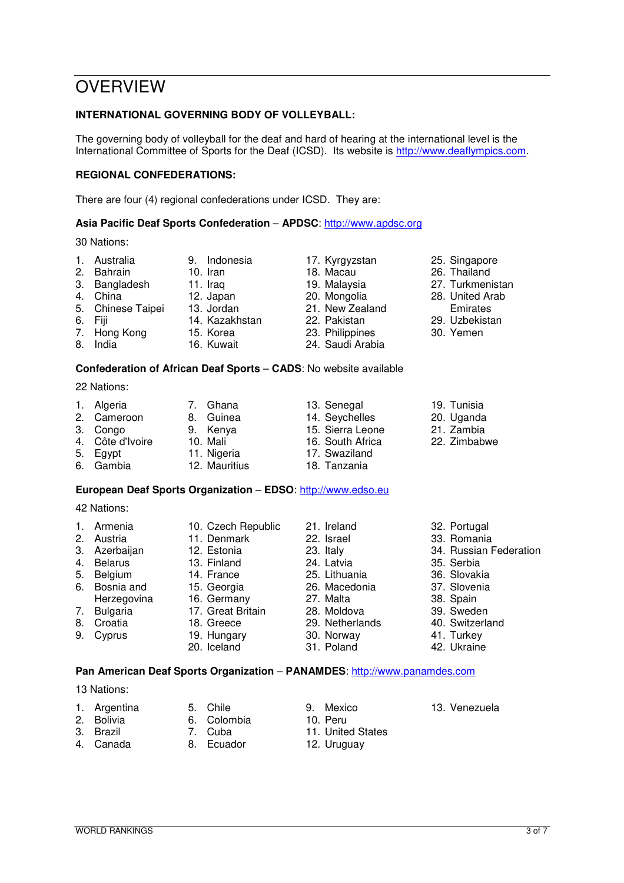# OVERVIEW

**INTERNATIONAL GOVERNING BODY OF VOLLEYBALL:**

The governing body of volleyball for the deaf and hard of hearing at the international level is the International Committee of Sports for the Deaf (ICSD). Its website is http://www.deaflympics.com.

**REGIONAL CONFEDERATIONS:**

There are four (4) regional confederations under ICSD. They are:

**Asia Pacific Deaf Sports Confederation** – **APDSC**: http://www.apdsc.org

30 Nations:

1. Australia
2. Bahrain
3. Bangladesh
4. China
5. Chinese Taipei
6. Fiji
7. Hong Kong
8. India
9. Indonesia
10. Iran
11. Iraq
12. Japan
13. Jordan
14. Kazakhstan
15. Korea
16. Kuwait
17. Kyrgyzstan
18. Macau
19. Malaysia
20. Mongolia
21. New Zealand
22. Pakistan
23. Philippines
24. Saudi Arabia
25. Singapore
26. Thailand
27. Turkmenistan
28. United Arab Emirates
29. Uzbekistan
30. Yemen

**Confederation of African Deaf Sports** – **CADS**: No website available

22 Nations:

1. Algeria
2. Cameroon
3. Congo
4. Côte d'Ivoire
5. Egypt
6. Gambia
7. Ghana
8. Guinea
9. Kenya
10. Mali
11. Nigeria
12. Mauritius
13. Senegal
14. Seychelles
15. Sierra Leone
16. South Africa
17. Swaziland
18. Tanzania
19. Tunisia
20. Uganda
21. Zambia
22. Zimbabwe

**European Deaf Sports Organization** – **EDSO**: http://www.edso.eu

42 Nations:

1. Armenia
2. Austria
3. Azerbaijan
4. Belarus
5. Belgium
6. Bosnia and Herzegovina
7. Bulgaria
8. Croatia
9. Cyprus
10. Czech Republic
11. Denmark
12. Estonia
13. Finland
14. France
15. Georgia
16. Germany
17. Great Britain
18. Greece
19. Hungary
20. Iceland
21. Ireland
22. Israel
23. Italy
24. Latvia
25. Lithuania
26. Macedonia
27. Malta
28. Moldova
29. Netherlands
30. Norway
31. Poland
32. Portugal
33. Romania
34. Russian Federation
35. Serbia
36. Slovakia
37. Slovenia
38. Spain
39. Sweden
40. Switzerland
41. Turkey
42. Ukraine

**Pan American Deaf Sports Organization** – **PANAMDES**: http://www.panamdes.com

13 Nations:

1. Argentina
2. Bolivia
3. Brazil
4. Canada
5. Chile
6. Colombia
7. Cuba
8. Ecuador
9. Mexico
10. Peru
11. United States
12. Uruguay
13. Venezuela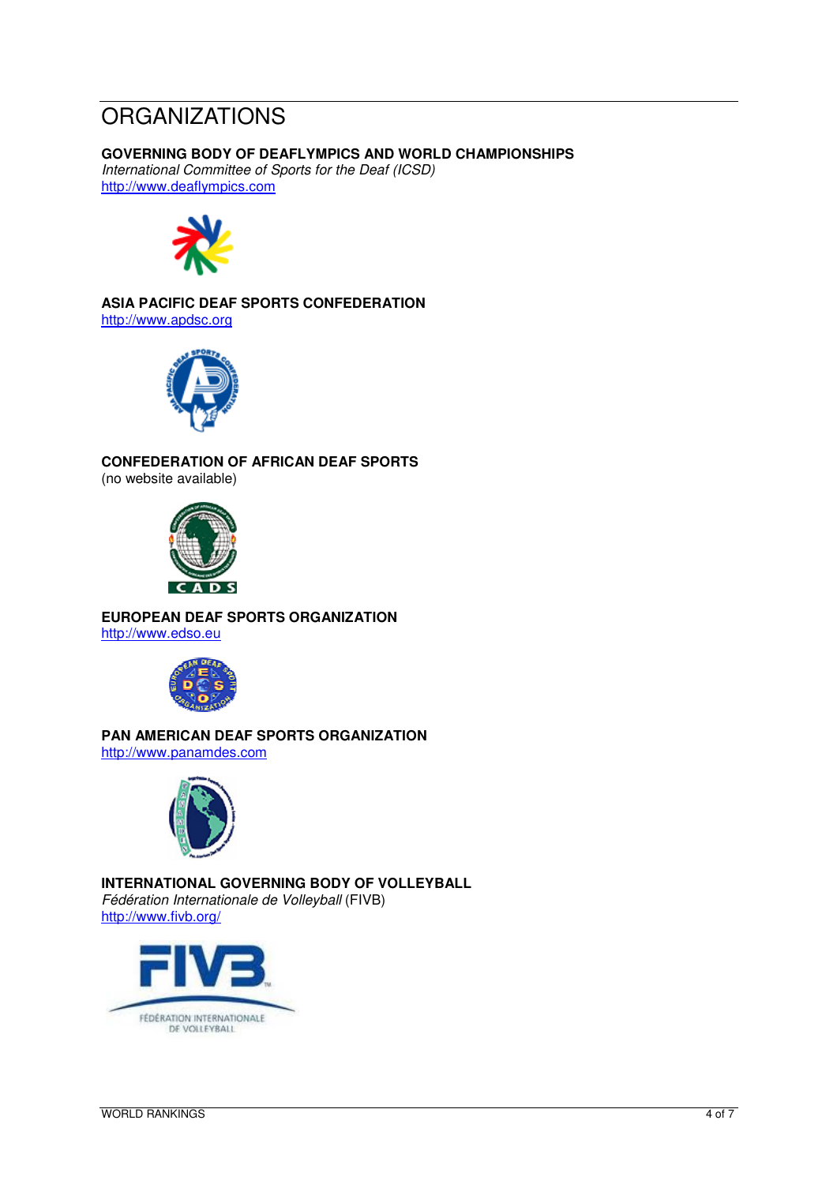# ORGANIZATIONS

**GOVERNING BODY OF DEAFLYMPICS AND WORLD CHAMPIONSHIPS**
*International Committee of Sports for the Deaf (ICSD)*
http://www.deaflympics.com

**ASIA PACIFIC DEAF SPORTS CONFEDERATION**
http://www.apdsc.org

**CONFEDERATION OF AFRICAN DEAF SPORTS**
(no website available)

**EUROPEAN DEAF SPORTS ORGANIZATION**
http://www.edso.eu

**PAN AMERICAN DEAF SPORTS ORGANIZATION**
http://www.panamdes.com

**INTERNATIONAL GOVERNING BODY OF VOLLEYBALL**
*Fédération Internationale de Volleyball* (FIVB)
http://www.fivb.org/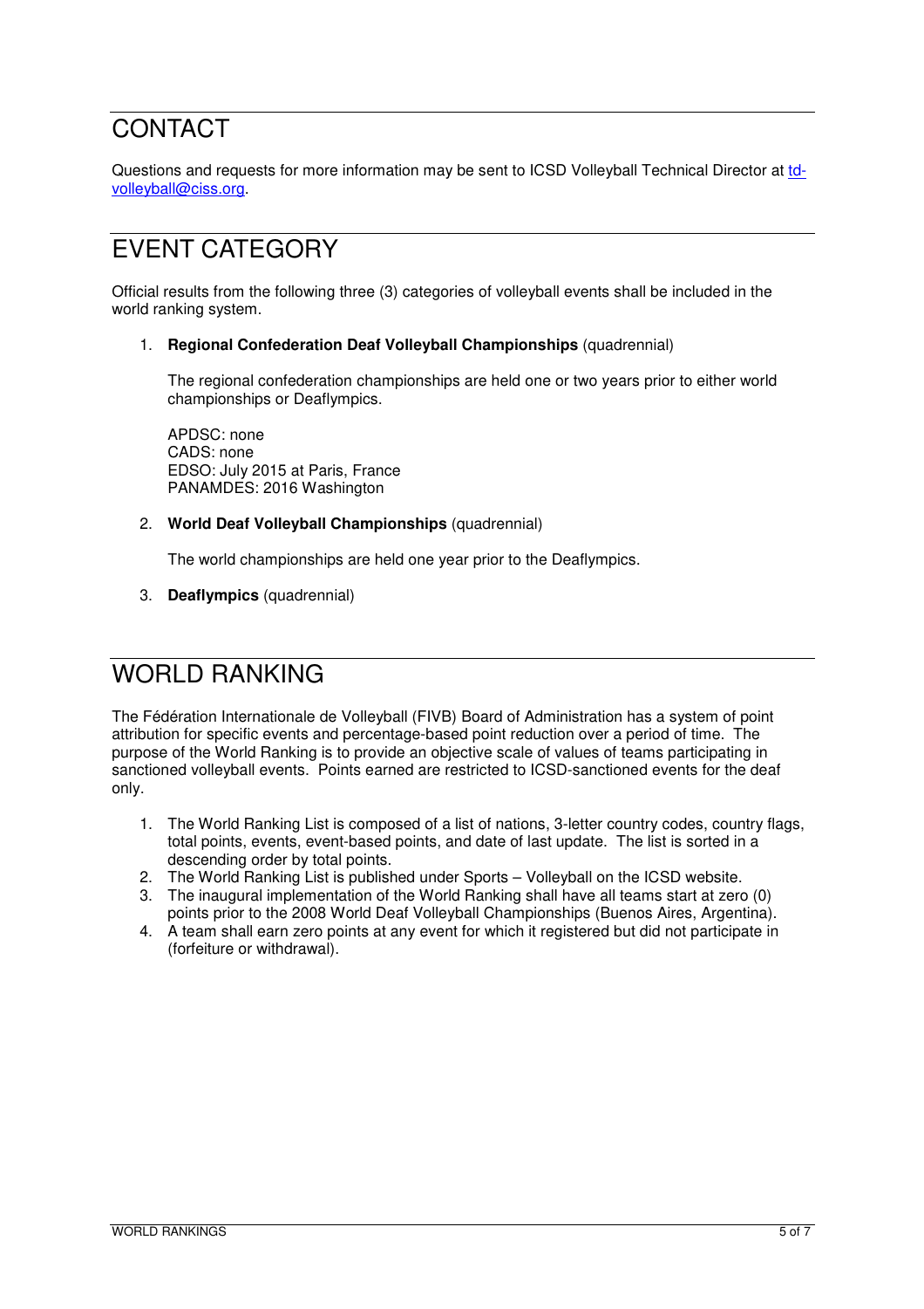# CONTACT

Questions and requests for more information may be sent to ICSD Volleyball Technical Director at td-volleyball@ciss.org.

# EVENT CATEGORY

Official results from the following three (3) categories of volleyball events shall be included in the world ranking system.

1. **Regional Confederation Deaf Volleyball Championships** (quadrennial)

   The regional confederation championships are held one or two years prior to either world championships or Deaflympics.

   APDSC: none
   CADS: none
   EDSO: July 2015 at Paris, France
   PANAMDES: 2016 Washington

2. **World Deaf Volleyball Championships** (quadrennial)

   The world championships are held one year prior to the Deaflympics.

3. **Deaflympics** (quadrennial)

# WORLD RANKING

The Fédération Internationale de Volleyball (FIVB) Board of Administration has a system of point attribution for specific events and percentage-based point reduction over a period of time. The purpose of the World Ranking is to provide an objective scale of values of teams participating in sanctioned volleyball events. Points earned are restricted to ICSD-sanctioned events for the deaf only.

1. The World Ranking List is composed of a list of nations, 3-letter country codes, country flags, total points, events, event-based points, and date of last update. The list is sorted in a descending order by total points.
2. The World Ranking List is published under Sports – Volleyball on the ICSD website.
3. The inaugural implementation of the World Ranking shall have all teams start at zero (0) points prior to the 2008 World Deaf Volleyball Championships (Buenos Aires, Argentina).
4. A team shall earn zero points at any event for which it registered but did not participate in (forfeiture or withdrawal).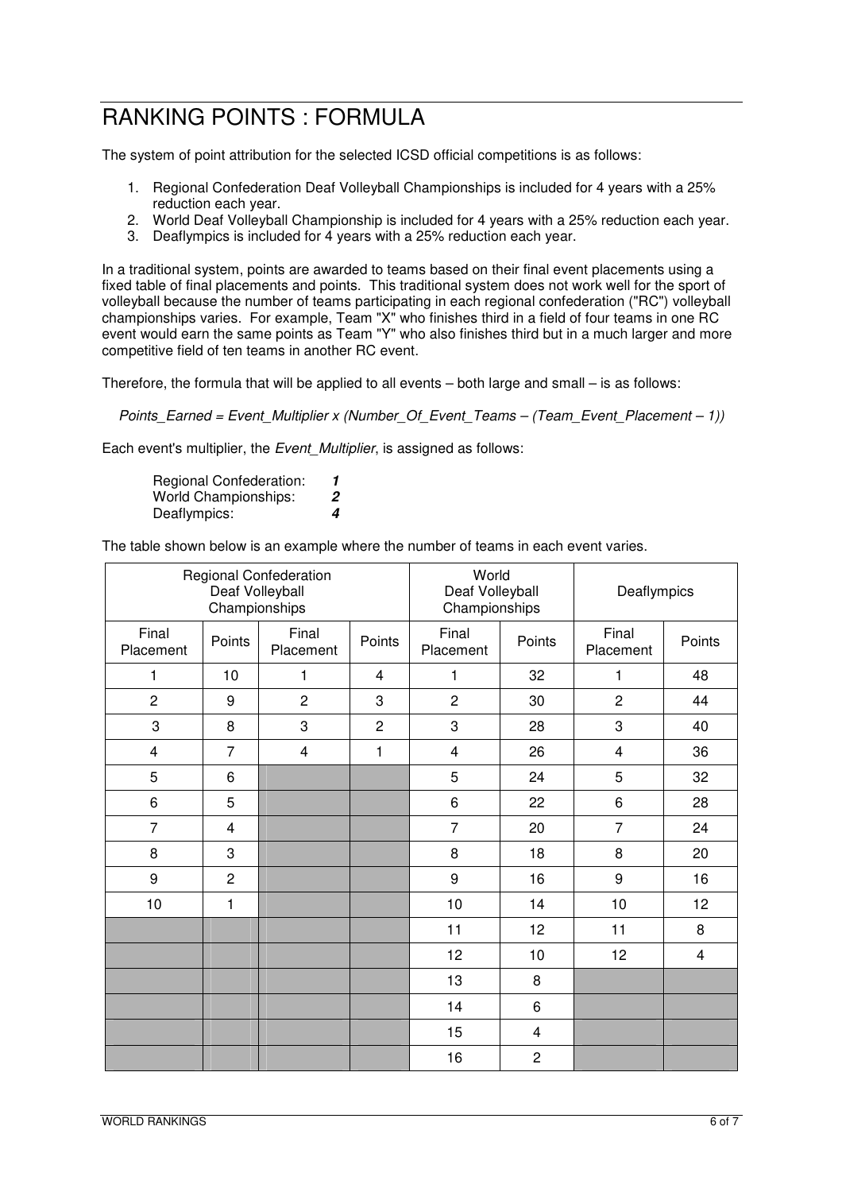# RANKING POINTS : FORMULA

The system of point attribution for the selected ICSD official competitions is as follows:

1. Regional Confederation Deaf Volleyball Championships is included for 4 years with a 25% reduction each year.
2. World Deaf Volleyball Championship is included for 4 years with a 25% reduction each year.
3. Deaflympics is included for 4 years with a 25% reduction each year.

In a traditional system, points are awarded to teams based on their final event placements using a fixed table of final placements and points. This traditional system does not work well for the sport of volleyball because the number of teams participating in each regional confederation ("RC") volleyball championships varies. For example, Team "X" who finishes third in a field of four teams in one RC event would earn the same points as Team "Y" who also finishes third but in a much larger and more competitive field of ten teams in another RC event.

Therefore, the formula that will be applied to all events – both large and small – is as follows:

*Points_Earned = Event_Multiplier x (Number_Of_Event_Teams – (Team_Event_Placement – 1))*

Each event's multiplier, the *Event_Multiplier*, is assigned as follows:

Regional Confederation: ***1***
World Championships: ***2***
Deaflympics: ***4***

The table shown below is an example where the number of teams in each event varies.

| Regional Confederation Deaf Volleyball Championships | | | | World Deaf Volleyball Championships | | Deaflympics | |
|---|---|---|---|---|---|---|---|
| Final Placement | Points | Final Placement | Points | Final Placement | Points | Final Placement | Points |
| 1 | 10 | 1 | 4 | 1 | 32 | 1 | 48 |
| 2 | 9 | 2 | 3 | 2 | 30 | 2 | 44 |
| 3 | 8 | 3 | 2 | 3 | 28 | 3 | 40 |
| 4 | 7 | 4 | 1 | 4 | 26 | 4 | 36 |
| 5 | 6 | | | 5 | 24 | 5 | 32 |
| 6 | 5 | | | 6 | 22 | 6 | 28 |
| 7 | 4 | | | 7 | 20 | 7 | 24 |
| 8 | 3 | | | 8 | 18 | 8 | 20 |
| 9 | 2 | | | 9 | 16 | 9 | 16 |
| 10 | 1 | | | 10 | 14 | 10 | 12 |
| | | | | 11 | 12 | 11 | 8 |
| | | | | 12 | 10 | 12 | 4 |
| | | | | 13 | 8 | | |
| | | | | 14 | 6 | | |
| | | | | 15 | 4 | | |
| | | | | 16 | 2 | | |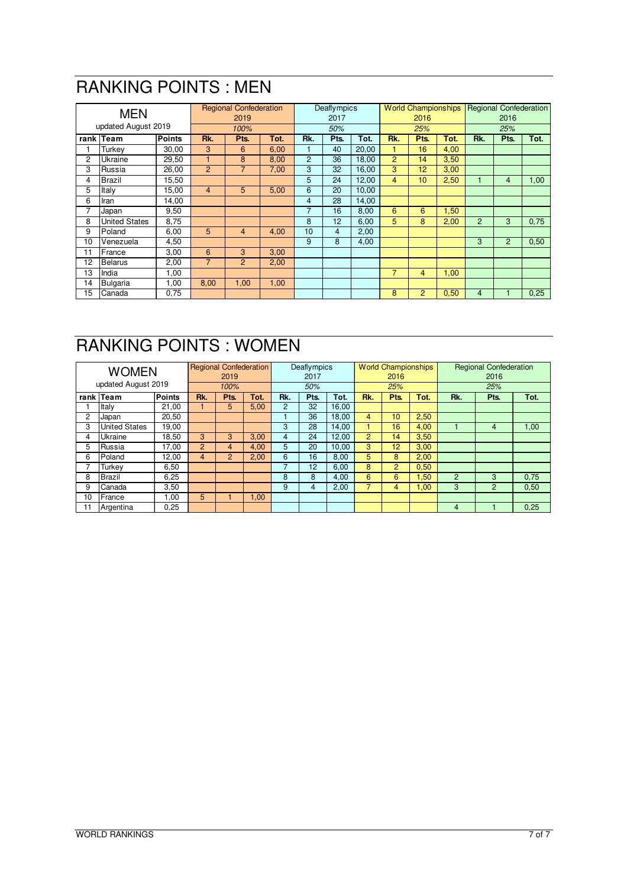# RANKING POINTS : MEN

| MEN | | | Regional Confederation 2019 | | | Deaflympics 2017 | | | World Championships 2016 | | | Regional Confederation 2016 | | |
|---|---|---|---|---|---|---|---|---|---|---|---|---|---|---|
| updated August 2019 | | | 100% | | | 50% | | | 25% | | | 25% | | |
| rank | Team | Points | Rk. | Pts. | Tot. | Rk. | Pts. | Tot. | Rk. | Pts. | Tot. | Rk. | Pts. | Tot. |
| 1 | Turkey | 30,00 | 3 | 6 | 6,00 | 1 | 40 | 20,00 | 1 | 16 | 4,00 | | | |
| 2 | Ukraine | 29,50 | 1 | 8 | 8,00 | 2 | 36 | 18,00 | 2 | 14 | 3,50 | | | |
| 3 | Russia | 26,00 | 2 | 7 | 7,00 | 3 | 32 | 16,00 | 3 | 12 | 3,00 | | | |
| 4 | Brazil | 15,50 | | | | 5 | 24 | 12,00 | 4 | 10 | 2,50 | 1 | 4 | 1,00 |
| 5 | Italy | 15,00 | 4 | 5 | 5,00 | 6 | 20 | 10,00 | | | | | | |
| 6 | Iran | 14,00 | | | | 4 | 28 | 14,00 | | | | | | |
| 7 | Japan | 9,50 | | | | 7 | 16 | 8,00 | 6 | 6 | 1,50 | | | |
| 8 | United States | 8,75 | | | | 8 | 12 | 6,00 | 5 | 8 | 2,00 | 2 | 3 | 0,75 |
| 9 | Poland | 6,00 | 5 | 4 | 4,00 | 10 | 4 | 2,00 | | | | | | |
| 10 | Venezuela | 4,50 | | | | 9 | 8 | 4,00 | | | | 3 | 2 | 0,50 |
| 11 | France | 3,00 | 6 | 3 | 3,00 | | | | | | | | | |
| 12 | Belarus | 2,00 | 7 | 2 | 2,00 | | | | | | | | | |
| 13 | India | 1,00 | | | | | | | 7 | 4 | 1,00 | | | |
| 14 | Bulgaria | 1,00 | 8,00 | 1,00 | 1,00 | | | | | | | | | |
| 15 | Canada | 0,75 | | | | | | | 8 | 2 | 0,50 | 4 | 1 | 0,25 |

# RANKING POINTS : WOMEN

| WOMEN | | | Regional Confederation 2019 | | | Deaflympics 2017 | | | World Championships 2016 | | | Regional Confederation 2016 | | |
|---|---|---|---|---|---|---|---|---|---|---|---|---|---|---|
| updated August 2019 | | | 100% | | | 50% | | | 25% | | | 25% | | |
| rank | Team | Points | Rk. | Pts. | Tot. | Rk. | Pts. | Tot. | Rk. | Pts. | Tot. | Rk. | Pts. | Tot. |
| 1 | Italy | 21,00 | 1 | 5 | 5,00 | 2 | 32 | 16,00 | | | | | | |
| 2 | Japan | 20,50 | | | | 1 | 36 | 18,00 | 4 | 10 | 2,50 | | | |
| 3 | United States | 19,00 | | | | 3 | 28 | 14,00 | 1 | 16 | 4,00 | 1 | 4 | 1,00 |
| 4 | Ukraine | 18,50 | 3 | 3 | 3,00 | 4 | 24 | 12,00 | 2 | 14 | 3,50 | | | |
| 5 | Russia | 17,00 | 2 | 4 | 4,00 | 5 | 20 | 10,00 | 3 | 12 | 3,00 | | | |
| 6 | Poland | 12,00 | 4 | 2 | 2,00 | 6 | 16 | 8,00 | 5 | 8 | 2,00 | | | |
| 7 | Turkey | 6,50 | | | | 7 | 12 | 6,00 | 8 | 2 | 0,50 | | | |
| 8 | Brazil | 6,25 | | | | 8 | 8 | 4,00 | 6 | 6 | 1,50 | 2 | 3 | 0,75 |
| 9 | Canada | 3,50 | | | | 9 | 4 | 2,00 | 7 | 4 | 1,00 | 3 | 2 | 0,50 |
| 10 | France | 1,00 | 5 | 1 | 1,00 | | | | | | | | | |
| 11 | Argentina | 0,25 | | | | | | | | | | 4 | 1 | 0,25 |

WORLD RANKINGS